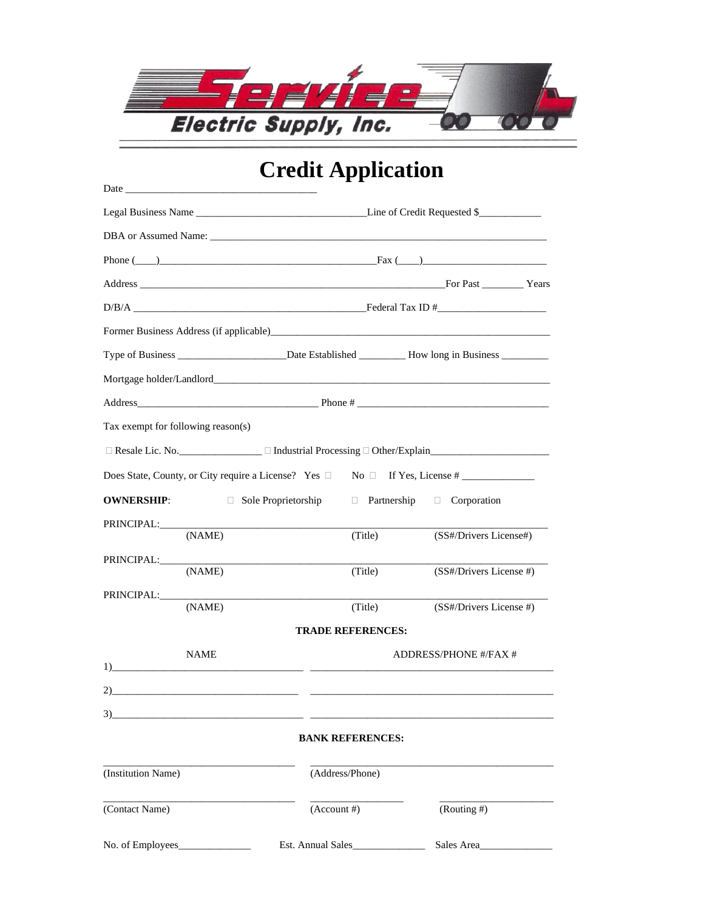Service Electric Supply, Inc.

# Credit Application

Date ___________________________________

Legal Business Name ________________________________ Line of Credit Requested $___________

DBA or Assumed Name: ________________________________________________________________

Phone (____)_________________________________________ Fax (____)______________________

Address ___________________________________________________________ For Past ________ Years

D/B/A _____________________________________________ Federal Tax ID #____________________

Former Business Address (if applicable)_______________________________________________________

Type of Business ____________________ Date Established ________ How long in Business ________

Mortgage holder/Landlord_____________________________________________________________

Address__________________________________ Phone # ____________________________________

Tax exempt for following reason(s)

☐ Resale Lic. No._______________ ☐ Industrial Processing ☐ Other/Explain_____________________

Does State, County, or City require a License? Yes ☐ No ☐ If Yes, License # _____________

**OWNERSHIP**: ☐ Sole Proprietorship ☐ Partnership ☐ Corporation

PRINCIPAL:___________________________________________________________________________
(NAME) (Title) (SS#/Drivers License#)

PRINCIPAL:___________________________________________________________________________
(NAME) (Title) (SS#/Drivers License #)

PRINCIPAL:___________________________________________________________________________
(NAME) (Title) (SS#/Drivers License #)

**TRADE REFERENCES:**

| NAME | ADDRESS/PHONE #/FAX # |
|---|---|
| 1)___________________________________ | _______________________________________________ |
| 2)___________________________________ | _______________________________________________ |
| 3)___________________________________ | _______________________________________________ |

**BANK REFERENCES:**

_____________________________________ _______________________________________________
(Institution Name) (Address/Phone)

_____________________________________ _________________ ______________________
(Contact Name) (Account #) (Routing #)

No. of Employees______________ Est. Annual Sales______________ Sales Area______________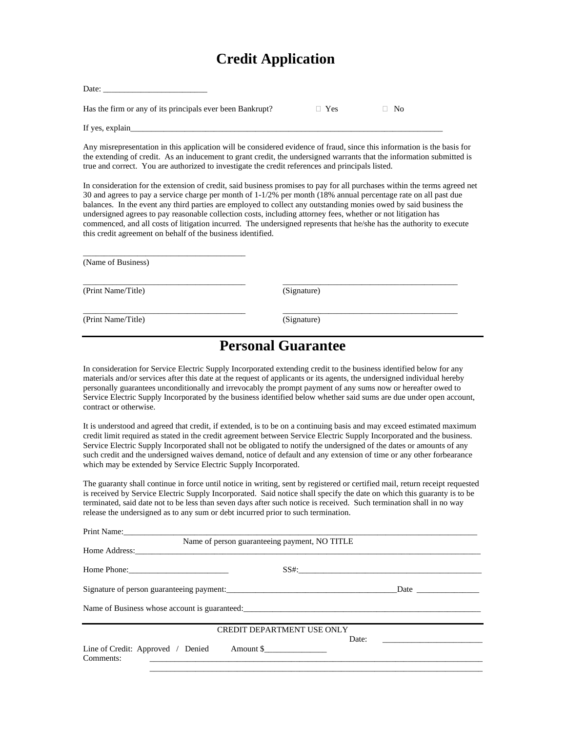# Credit Application

Date: ________________________

Has the firm or any of its principals ever been Bankrupt? ☐ Yes ☐ No

If yes, explain_____________________________________________________________________________

Any misrepresentation in this application will be considered evidence of fraud, since this information is the basis for the extending of credit. As an inducement to grant credit, the undersigned warrants that the information submitted is true and correct. You are authorized to investigate the credit references and principals listed.

In consideration for the extension of credit, said business promises to pay for all purchases within the terms agreed net 30 and agrees to pay a service charge per month of 1-1/2% per month (18% annual percentage rate on all past due balances. In the event any third parties are employed to collect any outstanding monies owed by said business the undersigned agrees to pay reasonable collection costs, including attorney fees, whether or not litigation has commenced, and all costs of litigation incurred. The undersigned represents that he/she has the authority to execute this credit agreement on behalf of the business identified.

_______________________________________
(Name of Business)

_______________________________________ _________________________________________
(Print Name/Title) (Signature)

_______________________________________ _________________________________________
(Print Name/Title) (Signature)

---

# Personal Guarantee

In consideration for Service Electric Supply Incorporated extending credit to the business identified below for any materials and/or services after this date at the request of applicants or its agents, the undersigned individual hereby personally guarantees unconditionally and irrevocably the prompt payment of any sums now or hereafter owed to Service Electric Supply Incorporated by the business identified below whether said sums are due under open account, contract or otherwise.

It is understood and agreed that credit, if extended, is to be on a continuing basis and may exceed estimated maximum credit limit required as stated in the credit agreement between Service Electric Supply Incorporated and the business. Service Electric Supply Incorporated shall not be obligated to notify the undersigned of the dates or amounts of any such credit and the undersigned waives demand, notice of default and any extension of time or any other forbearance which may be extended by Service Electric Supply Incorporated.

The guaranty shall continue in force until notice in writing, sent by registered or certified mail, return receipt requested is received by Service Electric Supply Incorporated. Said notice shall specify the date on which this guaranty is to be terminated, said date not to be less than seven days after such notice is received. Such termination shall in no way release the undersigned as to any sum or debt incurred prior to such termination.

Print Name:___________________________________________________________________________________
Name of person guaranteeing payment, NO TITLE

Home Address:_________________________________________________________________________________

Home Phone:________________________ SS#:____________________________________________

Signature of person guaranteeing payment:________________________________________Date _______________

Name of Business whose account is guaranteed:__________________________________________________________

---

CREDIT DEPARTMENT USE ONLY

Date: ________________________

Line of Credit: Approved / Denied Amount $______________

Comments: ________________________________________________________________________________
________________________________________________________________________________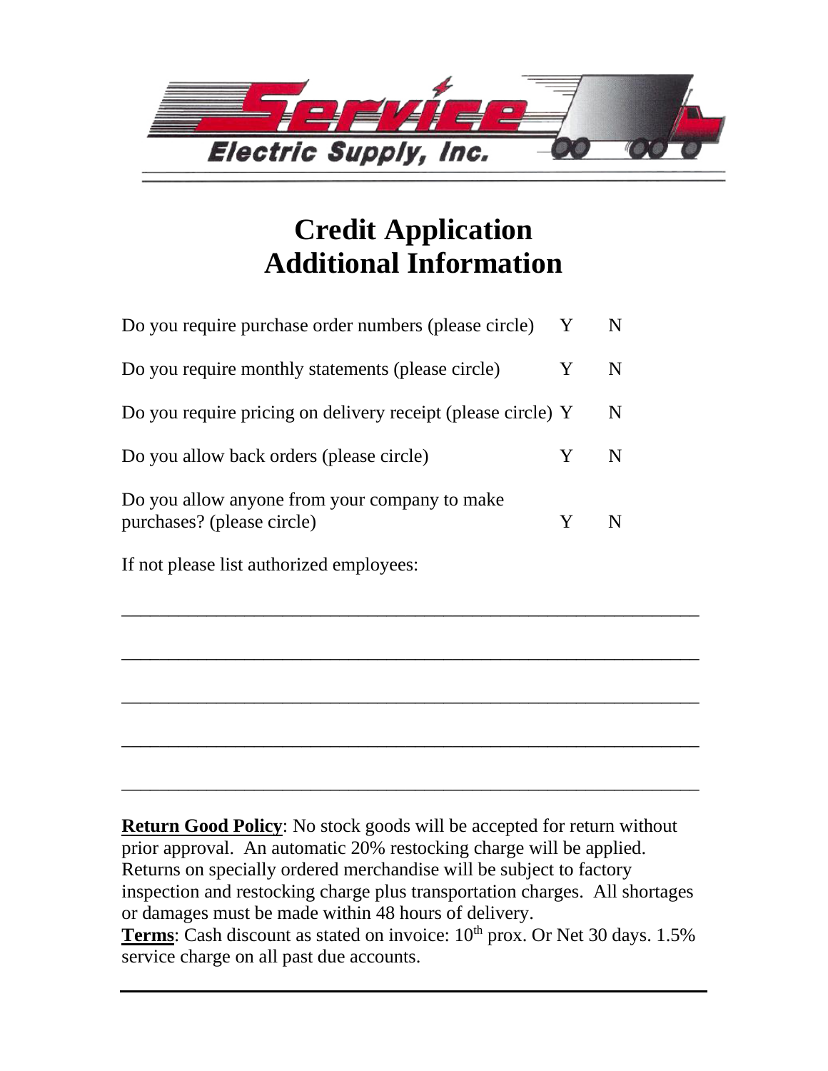Service Electric Supply, Inc.

# Credit Application
# Additional Information

| | | |
|---|---|---|
| Do you require purchase order numbers (please circle) | Y | N |
| Do you require monthly statements (please circle) | Y | N |
| Do you require pricing on delivery receipt (please circle) | Y | N |
| Do you allow back orders (please circle) | Y | N |
| Do you allow anyone from your company to make purchases? (please circle) | Y | N |

If not please list authorized employees:

_______________________________________________________________

_______________________________________________________________

_______________________________________________________________

_______________________________________________________________

_______________________________________________________________

**Return Good Policy**: No stock goods will be accepted for return without prior approval. An automatic 20% restocking charge will be applied. Returns on specially ordered merchandise will be subject to factory inspection and restocking charge plus transportation charges. All shortages or damages must be made within 48 hours of delivery.
**Terms**: Cash discount as stated on invoice: 10th prox. Or Net 30 days. 1.5% service charge on all past due accounts.